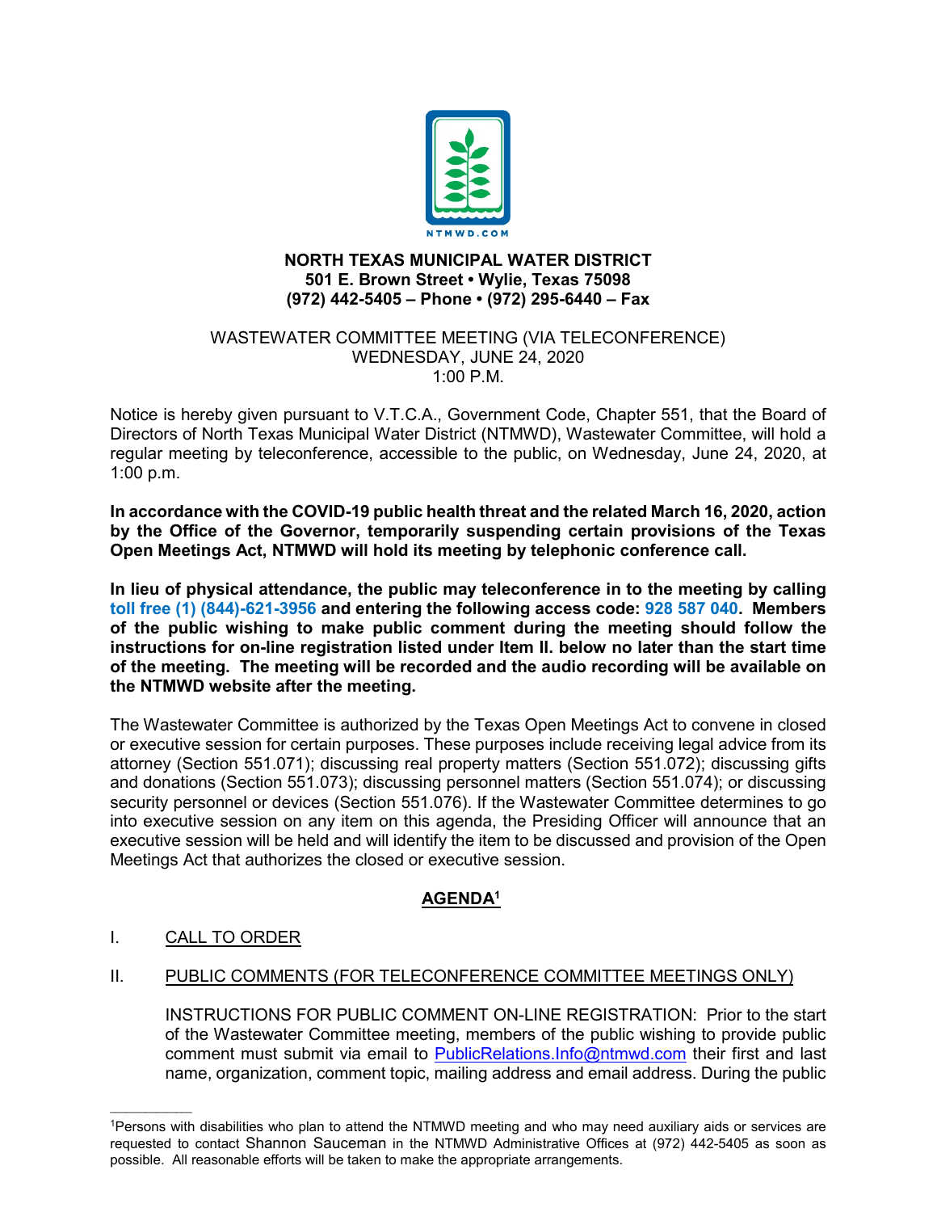NTMWD.COM

**NORTH TEXAS MUNICIPAL WATER DISTRICT**
**501 E. Brown Street • Wylie, Texas 75098**
**(972) 442-5405 – Phone • (972) 295-6440 – Fax**

WASTEWATER COMMITTEE MEETING (VIA TELECONFERENCE)
WEDNESDAY, JUNE 24, 2020
1:00 P.M.

Notice is hereby given pursuant to V.T.C.A., Government Code, Chapter 551, that the Board of Directors of North Texas Municipal Water District (NTMWD), Wastewater Committee, will hold a regular meeting by teleconference, accessible to the public, on Wednesday, June 24, 2020, at 1:00 p.m.

**In accordance with the COVID-19 public health threat and the related March 16, 2020, action by the Office of the Governor, temporarily suspending certain provisions of the Texas Open Meetings Act, NTMWD will hold its meeting by telephonic conference call.**

**In lieu of physical attendance, the public may teleconference in to the meeting by calling toll free (1) (844)-621-3956 and entering the following access code: 928 587 040. Members of the public wishing to make public comment during the meeting should follow the instructions for on-line registration listed under Item II. below no later than the start time of the meeting. The meeting will be recorded and the audio recording will be available on the NTMWD website after the meeting.**

The Wastewater Committee is authorized by the Texas Open Meetings Act to convene in closed or executive session for certain purposes. These purposes include receiving legal advice from its attorney (Section 551.071); discussing real property matters (Section 551.072); discussing gifts and donations (Section 551.073); discussing personnel matters (Section 551.074); or discussing security personnel or devices (Section 551.076). If the Wastewater Committee determines to go into executive session on any item on this agenda, the Presiding Officer will announce that an executive session will be held and will identify the item to be discussed and provision of the Open Meetings Act that authorizes the closed or executive session.

## AGENDA[1]

I. CALL TO ORDER

II. PUBLIC COMMENTS (FOR TELECONFERENCE COMMITTEE MEETINGS ONLY)

INSTRUCTIONS FOR PUBLIC COMMENT ON-LINE REGISTRATION: Prior to the start of the Wastewater Committee meeting, members of the public wishing to provide public comment must submit via email to PublicRelations.Info@ntmwd.com their first and last name, organization, comment topic, mailing address and email address. During the public

[1]Persons with disabilities who plan to attend the NTMWD meeting and who may need auxiliary aids or services are requested to contact Shannon Sauceman in the NTMWD Administrative Offices at (972) 442-5405 as soon as possible. All reasonable efforts will be taken to make the appropriate arrangements.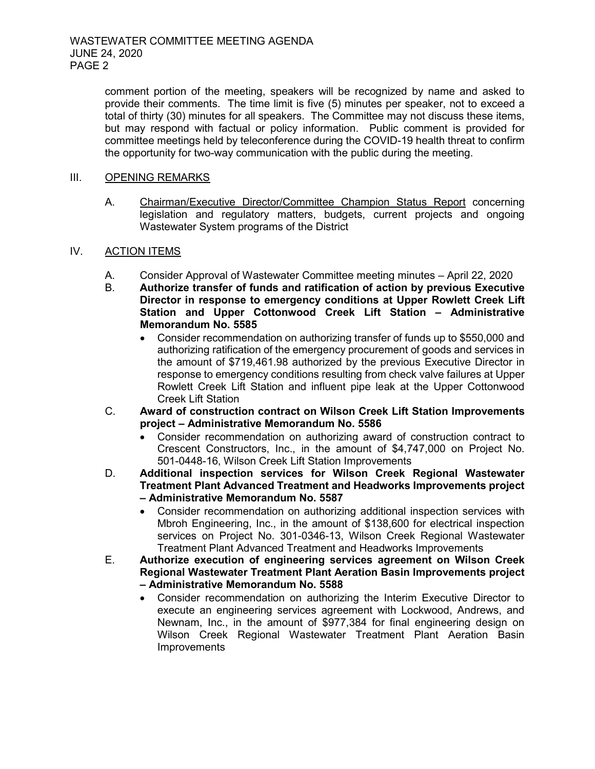comment portion of the meeting, speakers will be recognized by name and asked to provide their comments. The time limit is five (5) minutes per speaker, not to exceed a total of thirty (30) minutes for all speakers. The Committee may not discuss these items, but may respond with factual or policy information. Public comment is provided for committee meetings held by teleconference during the COVID-19 health threat to confirm the opportunity for two-way communication with the public during the meeting.

III. OPENING REMARKS

A. Chairman/Executive Director/Committee Champion Status Report concerning legislation and regulatory matters, budgets, current projects and ongoing Wastewater System programs of the District

IV. ACTION ITEMS

A. Consider Approval of Wastewater Committee meeting minutes – April 22, 2020

B. **Authorize transfer of funds and ratification of action by previous Executive Director in response to emergency conditions at Upper Rowlett Creek Lift Station and Upper Cottonwood Creek Lift Station – Administrative Memorandum No. 5585**
   - Consider recommendation on authorizing transfer of funds up to $550,000 and authorizing ratification of the emergency procurement of goods and services in the amount of $719,461.98 authorized by the previous Executive Director in response to emergency conditions resulting from check valve failures at Upper Rowlett Creek Lift Station and influent pipe leak at the Upper Cottonwood Creek Lift Station

C. **Award of construction contract on Wilson Creek Lift Station Improvements project – Administrative Memorandum No. 5586**
   - Consider recommendation on authorizing award of construction contract to Crescent Constructors, Inc., in the amount of $4,747,000 on Project No. 501-0448-16, Wilson Creek Lift Station Improvements

D. **Additional inspection services for Wilson Creek Regional Wastewater Treatment Plant Advanced Treatment and Headworks Improvements project – Administrative Memorandum No. 5587**
   - Consider recommendation on authorizing additional inspection services with Mbroh Engineering, Inc., in the amount of $138,600 for electrical inspection services on Project No. 301-0346-13, Wilson Creek Regional Wastewater Treatment Plant Advanced Treatment and Headworks Improvements

E. **Authorize execution of engineering services agreement on Wilson Creek Regional Wastewater Treatment Plant Aeration Basin Improvements project – Administrative Memorandum No. 5588**
   - Consider recommendation on authorizing the Interim Executive Director to execute an engineering services agreement with Lockwood, Andrews, and Newnam, Inc., in the amount of $977,384 for final engineering design on Wilson Creek Regional Wastewater Treatment Plant Aeration Basin Improvements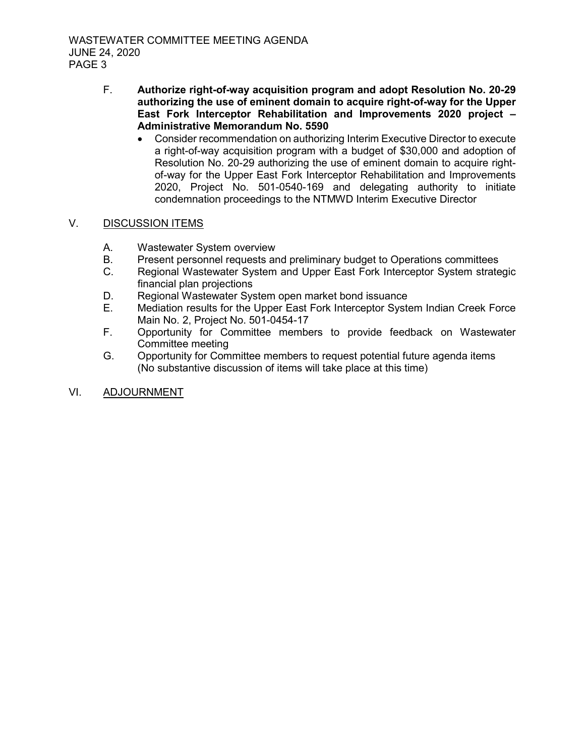F. **Authorize right-of-way acquisition program and adopt Resolution No. 20-29 authorizing the use of eminent domain to acquire right-of-way for the Upper East Fork Interceptor Rehabilitation and Improvements 2020 project – Administrative Memorandum No. 5590**

- Consider recommendation on authorizing Interim Executive Director to execute a right-of-way acquisition program with a budget of $30,000 and adoption of Resolution No. 20-29 authorizing the use of eminent domain to acquire right-of-way for the Upper East Fork Interceptor Rehabilitation and Improvements 2020, Project No. 501-0540-169 and delegating authority to initiate condemnation proceedings to the NTMWD Interim Executive Director

## V. DISCUSSION ITEMS

A. Wastewater System overview

B. Present personnel requests and preliminary budget to Operations committees

C. Regional Wastewater System and Upper East Fork Interceptor System strategic financial plan projections

D. Regional Wastewater System open market bond issuance

E. Mediation results for the Upper East Fork Interceptor System Indian Creek Force Main No. 2, Project No. 501-0454-17

F. Opportunity for Committee members to provide feedback on Wastewater Committee meeting

G. Opportunity for Committee members to request potential future agenda items (No substantive discussion of items will take place at this time)

## VI. ADJOURNMENT